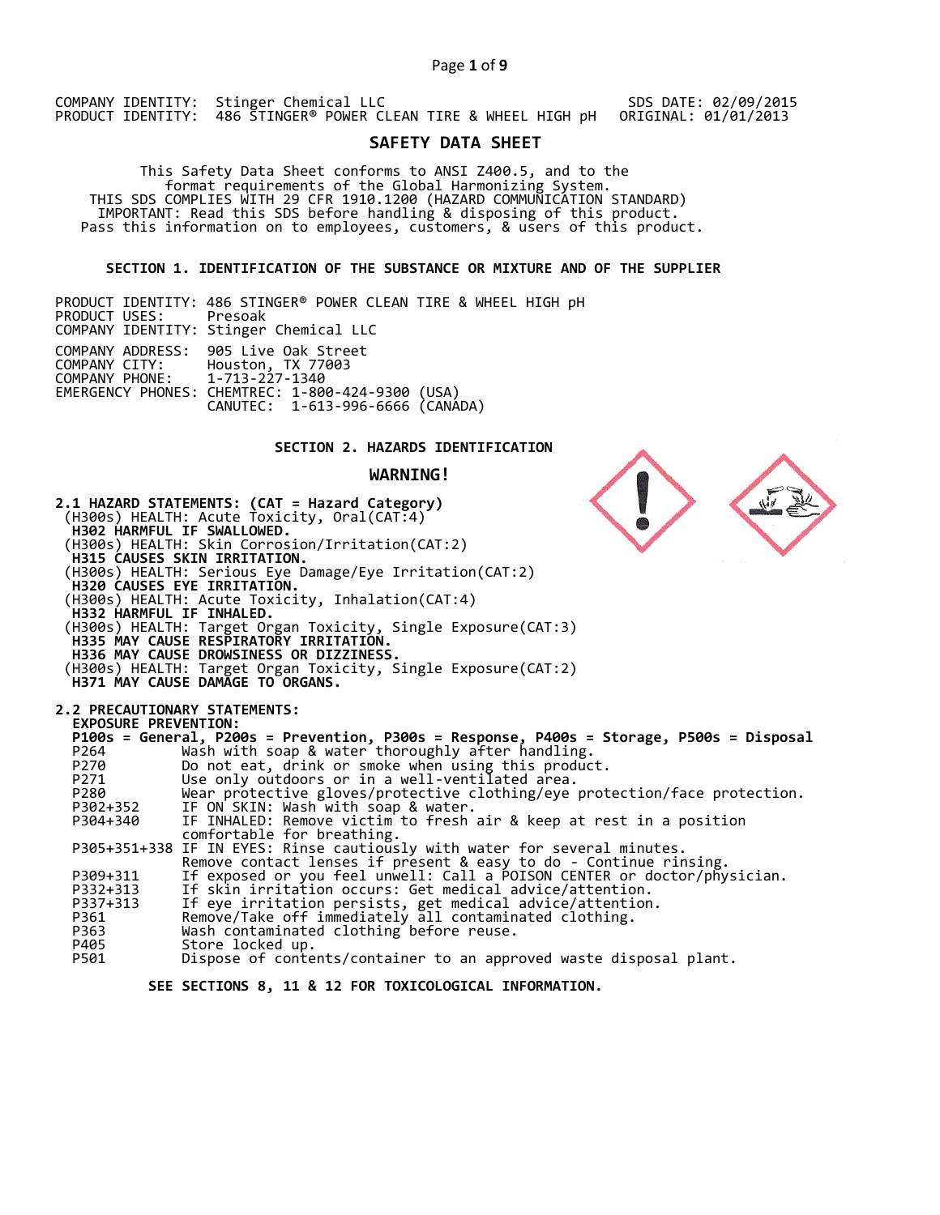COMPANY IDENTITY: Stinger Chemical LLC SDS DATE: 02/09/2015
PRODUCT IDENTITY: 486 STINGER® POWER CLEAN TIRE & WHEEL HIGH pH ORIGINAL: 01/01/2013

# SAFETY DATA SHEET

This Safety Data Sheet conforms to ANSI Z400.5, and to the format requirements of the Global Harmonizing System.
THIS SDS COMPLIES WITH 29 CFR 1910.1200 (HAZARD COMMUNICATION STANDARD)
IMPORTANT: Read this SDS before handling & disposing of this product.
Pass this information on to employees, customers, & users of this product.

## SECTION 1. IDENTIFICATION OF THE SUBSTANCE OR MIXTURE AND OF THE SUPPLIER

PRODUCT IDENTITY: 486 STINGER® POWER CLEAN TIRE & WHEEL HIGH pH
PRODUCT USES: Presoak
COMPANY IDENTITY: Stinger Chemical LLC

COMPANY ADDRESS: 905 Live Oak Street
COMPANY CITY: Houston, TX 77003
COMPANY PHONE: 1-713-227-1340
EMERGENCY PHONES: CHEMTREC: 1-800-424-9300 (USA)
CANUTEC: 1-613-996-6666 (CANADA)

## SECTION 2. HAZARDS IDENTIFICATION

### WARNING!

**2.1 HAZARD STATEMENTS: (CAT = Hazard Category)**

(H300s) HEALTH: Acute Toxicity, Oral(CAT:4)
**H302 HARMFUL IF SWALLOWED.**
(H300s) HEALTH: Skin Corrosion/Irritation(CAT:2)
**H315 CAUSES SKIN IRRITATION.**
(H300s) HEALTH: Serious Eye Damage/Eye Irritation(CAT:2)
**H320 CAUSES EYE IRRITATION.**
(H300s) HEALTH: Acute Toxicity, Inhalation(CAT:4)
**H332 HARMFUL IF INHALED.**
(H300s) HEALTH: Target Organ Toxicity, Single Exposure(CAT:3)
**H335 MAY CAUSE RESPIRATORY IRRITATION.**
**H336 MAY CAUSE DROWSINESS OR DIZZINESS.**
(H300s) HEALTH: Target Organ Toxicity, Single Exposure(CAT:2)
**H371 MAY CAUSE DAMAGE TO ORGANS.**

**2.2 PRECAUTIONARY STATEMENTS:**

**EXPOSURE PREVENTION:**

**P100s = General, P200s = Prevention, P300s = Response, P400s = Storage, P500s = Disposal**

| | |
|---|---|
| P264 | Wash with soap & water thoroughly after handling. |
| P270 | Do not eat, drink or smoke when using this product. |
| P271 | Use only outdoors or in a well-ventilated area. |
| P280 | Wear protective gloves/protective clothing/eye protection/face protection. |
| P302+352 | IF ON SKIN: Wash with soap & water. |
| P304+340 | IF INHALED: Remove victim to fresh air & keep at rest in a position comfortable for breathing. |
| P305+351+338 | IF IN EYES: Rinse cautiously with water for several minutes. Remove contact lenses if present & easy to do - Continue rinsing. |
| P309+311 | If exposed or you feel unwell: Call a POISON CENTER or doctor/physician. |
| P332+313 | If skin irritation occurs: Get medical advice/attention. |
| P337+313 | If eye irritation persists, get medical advice/attention. |
| P361 | Remove/Take off immediately all contaminated clothing. |
| P363 | Wash contaminated clothing before reuse. |
| P405 | Store locked up. |
| P501 | Dispose of contents/container to an approved waste disposal plant. |

**SEE SECTIONS 8, 11 & 12 FOR TOXICOLOGICAL INFORMATION.**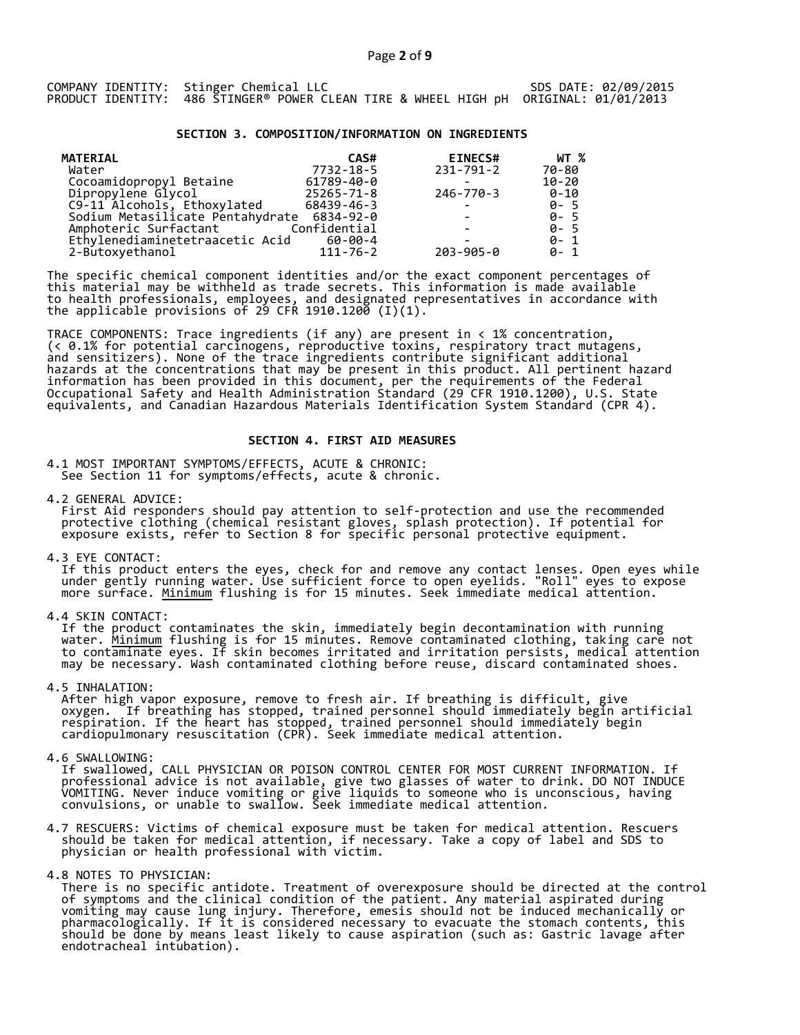COMPANY IDENTITY: Stinger Chemical LLC SDS DATE: 02/09/2015
PRODUCT IDENTITY: 486 STINGER® POWER CLEAN TIRE & WHEEL HIGH pH ORIGINAL: 01/01/2013

## SECTION 3. COMPOSITION/INFORMATION ON INGREDIENTS

| MATERIAL | CAS# | EINECS# | WT % |
|---|---|---|---|
| Water | 7732-18-5 | 231-791-2 | 70-80 |
| Cocoamidopropyl Betaine | 61789-40-0 | - | 10-20 |
| Dipropylene Glycol | 25265-71-8 | 246-770-3 | 0-10 |
| C9-11 Alcohols, Ethoxylated | 68439-46-3 | - | 0- 5 |
| Sodium Metasilicate Pentahydrate | 6834-92-0 | - | 0- 5 |
| Amphoteric Surfactant | Confidential | - | 0- 5 |
| Ethylenediaminetetraacetic Acid | 60-00-4 | - | 0- 1 |
| 2-Butoxyethanol | 111-76-2 | 203-905-0 | 0- 1 |

The specific chemical component identities and/or the exact component percentages of this material may be withheld as trade secrets. This information is made available to health professionals, employees, and designated representatives in accordance with the applicable provisions of 29 CFR 1910.1200 (I)(1).

TRACE COMPONENTS: Trace ingredients (if any) are present in < 1% concentration, (< 0.1% for potential carcinogens, reproductive toxins, respiratory tract mutagens, and sensitizers). None of the trace ingredients contribute significant additional hazards at the concentrations that may be present in this product. All pertinent hazard information has been provided in this document, per the requirements of the Federal Occupational Safety and Health Administration Standard (29 CFR 1910.1200), U.S. State equivalents, and Canadian Hazardous Materials Identification System Standard (CPR 4).

## SECTION 4. FIRST AID MEASURES

4.1 MOST IMPORTANT SYMPTOMS/EFFECTS, ACUTE & CHRONIC:
See Section 11 for symptoms/effects, acute & chronic.

4.2 GENERAL ADVICE:
First Aid responders should pay attention to self-protection and use the recommended protective clothing (chemical resistant gloves, splash protection). If potential for exposure exists, refer to Section 8 for specific personal protective equipment.

4.3 EYE CONTACT:
If this product enters the eyes, check for and remove any contact lenses. Open eyes while under gently running water. Use sufficient force to open eyelids. "Roll" eyes to expose more surface. Minimum flushing is for 15 minutes. Seek immediate medical attention.

4.4 SKIN CONTACT:
If the product contaminates the skin, immediately begin decontamination with running water. Minimum flushing is for 15 minutes. Remove contaminated clothing, taking care not to contaminate eyes. If skin becomes irritated and irritation persists, medical attention may be necessary. Wash contaminated clothing before reuse, discard contaminated shoes.

4.5 INHALATION:
After high vapor exposure, remove to fresh air. If breathing is difficult, give oxygen. If breathing has stopped, trained personnel should immediately begin artificial respiration. If the heart has stopped, trained personnel should immediately begin cardiopulmonary resuscitation (CPR). Seek immediate medical attention.

4.6 SWALLOWING:
If swallowed, CALL PHYSICIAN OR POISON CONTROL CENTER FOR MOST CURRENT INFORMATION. If professional advice is not available, give two glasses of water to drink. DO NOT INDUCE VOMITING. Never induce vomiting or give liquids to someone who is unconscious, having convulsions, or unable to swallow. Seek immediate medical attention.

4.7 RESCUERS: Victims of chemical exposure must be taken for medical attention. Rescuers should be taken for medical attention, if necessary. Take a copy of label and SDS to physician or health professional with victim.

4.8 NOTES TO PHYSICIAN:
There is no specific antidote. Treatment of overexposure should be directed at the control of symptoms and the clinical condition of the patient. Any material aspirated during vomiting may cause lung injury. Therefore, emesis should not be induced mechanically or pharmacologically. If it is considered necessary to evacuate the stomach contents, this should be done by means least likely to cause aspiration (such as: Gastric lavage after endotracheal intubation).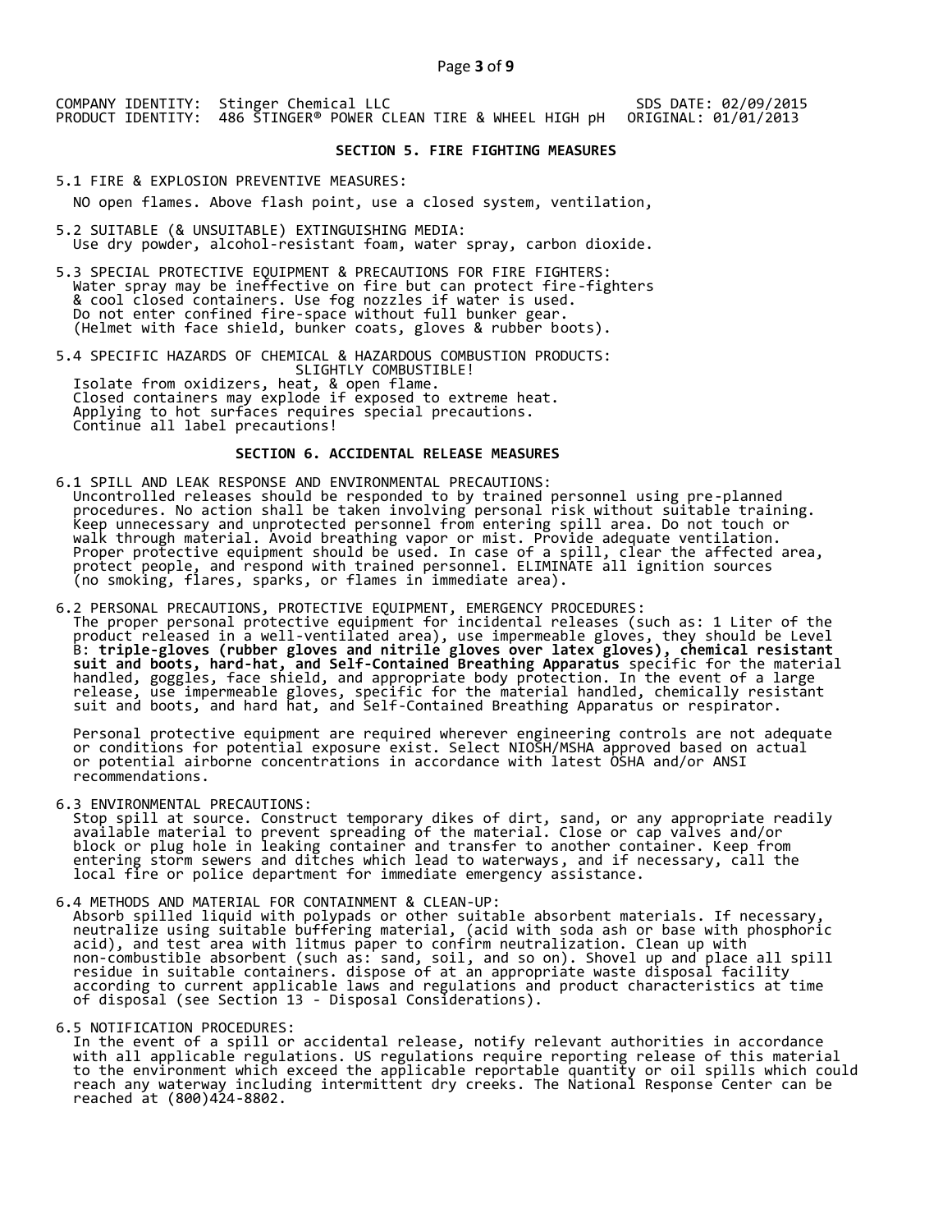COMPANY IDENTITY: Stinger Chemical LLC SDS DATE: 02/09/2015
PRODUCT IDENTITY: 486 STINGER® POWER CLEAN TIRE & WHEEL HIGH pH ORIGINAL: 01/01/2013

## SECTION 5. FIRE FIGHTING MEASURES

5.1 FIRE & EXPLOSION PREVENTIVE MEASURES:

NO open flames. Above flash point, use a closed system, ventilation,

5.2 SUITABLE (& UNSUITABLE) EXTINGUISHING MEDIA:
Use dry powder, alcohol-resistant foam, water spray, carbon dioxide.

5.3 SPECIAL PROTECTIVE EQUIPMENT & PRECAUTIONS FOR FIRE FIGHTERS:
Water spray may be ineffective on fire but can protect fire-fighters & cool closed containers. Use fog nozzles if water is used. Do not enter confined fire-space without full bunker gear. (Helmet with face shield, bunker coats, gloves & rubber boots).

5.4 SPECIFIC HAZARDS OF CHEMICAL & HAZARDOUS COMBUSTION PRODUCTS:
SLIGHTLY COMBUSTIBLE!
Isolate from oxidizers, heat, & open flame.
Closed containers may explode if exposed to extreme heat.
Applying to hot surfaces requires special precautions.
Continue all label precautions!

## SECTION 6. ACCIDENTAL RELEASE MEASURES

6.1 SPILL AND LEAK RESPONSE AND ENVIRONMENTAL PRECAUTIONS:
Uncontrolled releases should be responded to by trained personnel using pre-planned procedures. No action shall be taken involving personal risk without suitable training. Keep unnecessary and unprotected personnel from entering spill area. Do not touch or walk through material. Avoid breathing vapor or mist. Provide adequate ventilation. Proper protective equipment should be used. In case of a spill, clear the affected area, protect people, and respond with trained personnel. ELIMINATE all ignition sources (no smoking, flares, sparks, or flames in immediate area).

6.2 PERSONAL PRECAUTIONS, PROTECTIVE EQUIPMENT, EMERGENCY PROCEDURES:
The proper personal protective equipment for incidental releases (such as: 1 Liter of the product released in a well-ventilated area), use impermeable gloves, they should be Level B: **triple-gloves (rubber gloves and nitrile gloves over latex gloves), chemical resistant suit and boots, hard-hat, and Self-Contained Breathing Apparatus** specific for the material handled, goggles, face shield, and appropriate body protection. In the event of a large release, use impermeable gloves, specific for the material handled, chemically resistant suit and boots, and hard hat, and Self-Contained Breathing Apparatus or respirator.

Personal protective equipment are required wherever engineering controls are not adequate or conditions for potential exposure exist. Select NIOSH/MSHA approved based on actual or potential airborne concentrations in accordance with latest OSHA and/or ANSI recommendations.

6.3 ENVIRONMENTAL PRECAUTIONS:
Stop spill at source. Construct temporary dikes of dirt, sand, or any appropriate readily available material to prevent spreading of the material. Close or cap valves and/or block or plug hole in leaking container and transfer to another container. Keep from entering storm sewers and ditches which lead to waterways, and if necessary, call the local fire or police department for immediate emergency assistance.

6.4 METHODS AND MATERIAL FOR CONTAINMENT & CLEAN-UP:
Absorb spilled liquid with polypads or other suitable absorbent materials. If necessary, neutralize using suitable buffering material, (acid with soda ash or base with phosphoric acid), and test area with litmus paper to confirm neutralization. Clean up with non-combustible absorbent (such as: sand, soil, and so on). Shovel up and place all spill residue in suitable containers. dispose of at an appropriate waste disposal facility according to current applicable laws and regulations and product characteristics at time of disposal (see Section 13 - Disposal Considerations).

6.5 NOTIFICATION PROCEDURES:
In the event of a spill or accidental release, notify relevant authorities in accordance with all applicable regulations. US regulations require reporting release of this material to the environment which exceed the applicable reportable quantity or oil spills which could reach any waterway including intermittent dry creeks. The National Response Center can be reached at (800)424-8802.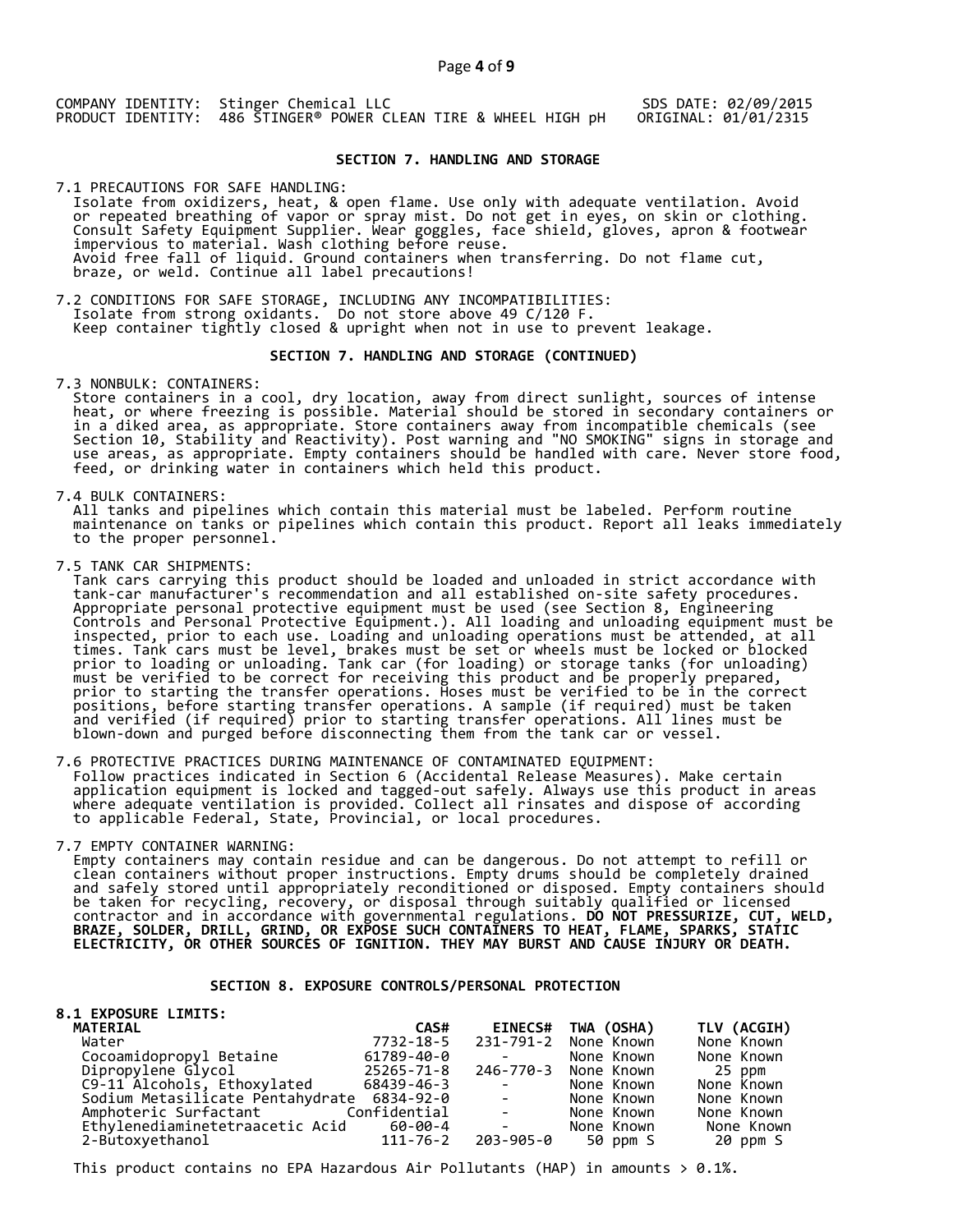COMPANY IDENTITY: Stinger Chemical LLC
PRODUCT IDENTITY: 486 STINGER® POWER CLEAN TIRE & WHEEL HIGH pH

SDS DATE: 02/09/2015
ORIGINAL: 01/01/2315

## SECTION 7. HANDLING AND STORAGE

7.1 PRECAUTIONS FOR SAFE HANDLING:
Isolate from oxidizers, heat, & open flame. Use only with adequate ventilation. Avoid or repeated breathing of vapor or spray mist. Do not get in eyes, on skin or clothing. Consult Safety Equipment Supplier. Wear goggles, face shield, gloves, apron & footwear impervious to material. Wash clothing before reuse.
Avoid free fall of liquid. Ground containers when transferring. Do not flame cut, braze, or weld. Continue all label precautions!

7.2 CONDITIONS FOR SAFE STORAGE, INCLUDING ANY INCOMPATIBILITIES:
Isolate from strong oxidants. Do not store above 49 C/120 F.
Keep container tightly closed & upright when not in use to prevent leakage.

## SECTION 7. HANDLING AND STORAGE (CONTINUED)

7.3 NONBULK: CONTAINERS:
Store containers in a cool, dry location, away from direct sunlight, sources of intense heat, or where freezing is possible. Material should be stored in secondary containers or in a diked area, as appropriate. Store containers away from incompatible chemicals (see Section 10, Stability and Reactivity). Post warning and "NO SMOKING" signs in storage and use areas, as appropriate. Empty containers should be handled with care. Never store food, feed, or drinking water in containers which held this product.

7.4 BULK CONTAINERS:
All tanks and pipelines which contain this material must be labeled. Perform routine maintenance on tanks or pipelines which contain this product. Report all leaks immediately to the proper personnel.

7.5 TANK CAR SHIPMENTS:
Tank cars carrying this product should be loaded and unloaded in strict accordance with tank-car manufacturer's recommendation and all established on-site safety procedures. Appropriate personal protective equipment must be used (see Section 8, Engineering Controls and Personal Protective Equipment.). All loading and unloading equipment must be inspected, prior to each use. Loading and unloading operations must be attended, at all times. Tank cars must be level, brakes must be set or wheels must be locked or blocked prior to loading or unloading. Tank car (for loading) or storage tanks (for unloading) must be verified to be correct for receiving this product and be properly prepared, prior to starting the transfer operations. Hoses must be verified to be in the correct positions, before starting transfer operations. A sample (if required) must be taken and verified (if required) prior to starting transfer operations. All lines must be blown-down and purged before disconnecting them from the tank car or vessel.

7.6 PROTECTIVE PRACTICES DURING MAINTENANCE OF CONTAMINATED EQUIPMENT:
Follow practices indicated in Section 6 (Accidental Release Measures). Make certain application equipment is locked and tagged-out safely. Always use this product in areas where adequate ventilation is provided. Collect all rinsates and dispose of according to applicable Federal, State, Provincial, or local procedures.

7.7 EMPTY CONTAINER WARNING:
Empty containers may contain residue and can be dangerous. Do not attempt to refill or clean containers without proper instructions. Empty drums should be completely drained and safely stored until appropriately reconditioned or disposed. Empty containers should be taken for recycling, recovery, or disposal through suitably qualified or licensed contractor and in accordance with governmental regulations. **DO NOT PRESSURIZE, CUT, WELD, BRAZE, SOLDER, DRILL, GRIND, OR EXPOSE SUCH CONTAINERS TO HEAT, FLAME, SPARKS, STATIC ELECTRICITY, OR OTHER SOURCES OF IGNITION. THEY MAY BURST AND CAUSE INJURY OR DEATH.**

## SECTION 8. EXPOSURE CONTROLS/PERSONAL PROTECTION

**8.1 EXPOSURE LIMITS:**

| MATERIAL | CAS# | EINECS# | TWA (OSHA) | TLV (ACGIH) |
|---|---|---|---|---|
| Water | 7732-18-5 | 231-791-2 | None Known | None Known |
| Cocoamidopropyl Betaine | 61789-40-0 | - | None Known | None Known |
| Dipropylene Glycol | 25265-71-8 | 246-770-3 | None Known | 25 ppm |
| C9-11 Alcohols, Ethoxylated | 68439-46-3 | - | None Known | None Known |
| Sodium Metasilicate Pentahydrate | 6834-92-0 | - | None Known | None Known |
| Amphoteric Surfactant | Confidential | - | None Known | None Known |
| Ethylenediaminetetraacetic Acid | 60-00-4 | - | None Known | None Known |
| 2-Butoxyethanol | 111-76-2 | 203-905-0 | 50 ppm S | 20 ppm S |

This product contains no EPA Hazardous Air Pollutants (HAP) in amounts > 0.1%.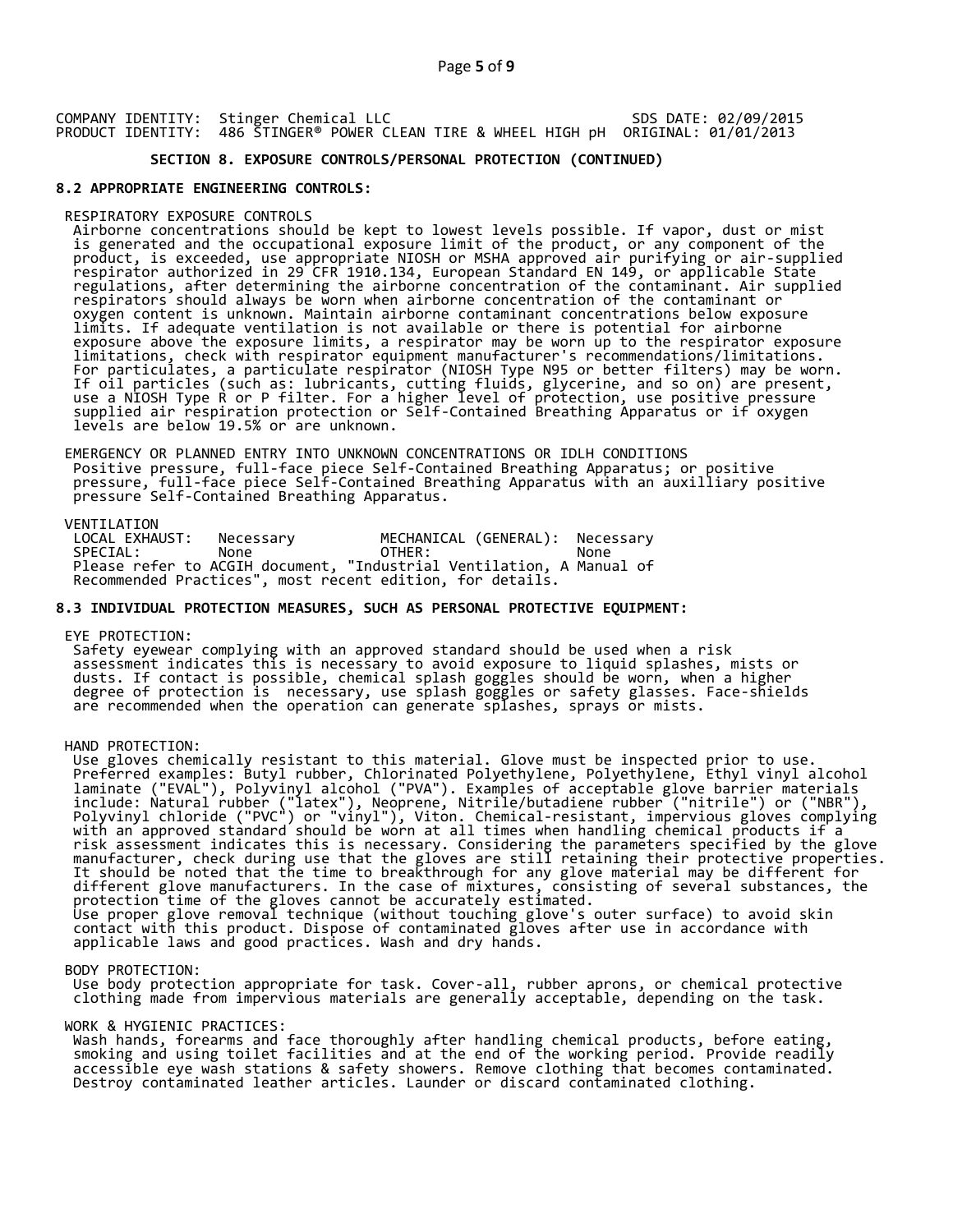COMPANY IDENTITY: Stinger Chemical LLC SDS DATE: 02/09/2015
PRODUCT IDENTITY: 486 STINGER® POWER CLEAN TIRE & WHEEL HIGH pH ORIGINAL: 01/01/2013

## SECTION 8. EXPOSURE CONTROLS/PERSONAL PROTECTION (CONTINUED)

### 8.2 APPROPRIATE ENGINEERING CONTROLS:

RESPIRATORY EXPOSURE CONTROLS

Airborne concentrations should be kept to lowest levels possible. If vapor, dust or mist is generated and the occupational exposure limit of the product, or any component of the product, is exceeded, use appropriate NIOSH or MSHA approved air purifying or air-supplied respirator authorized in 29 CFR 1910.134, European Standard EN 149, or applicable State regulations, after determining the airborne concentration of the contaminant. Air supplied respirators should always be worn when airborne concentration of the contaminant or oxygen content is unknown. Maintain airborne contaminant concentrations below exposure limits. If adequate ventilation is not available or there is potential for airborne exposure above the exposure limits, a respirator may be worn up to the respirator exposure limitations, check with respirator equipment manufacturer's recommendations/limitations. For particulates, a particulate respirator (NIOSH Type N95 or better filters) may be worn. If oil particles (such as: lubricants, cutting fluids, glycerine, and so on) are present, use a NIOSH Type R or P filter. For a higher level of protection, use positive pressure supplied air respiration protection or Self-Contained Breathing Apparatus or if oxygen levels are below 19.5% or are unknown.

EMERGENCY OR PLANNED ENTRY INTO UNKNOWN CONCENTRATIONS OR IDLH CONDITIONS

Positive pressure, full-face piece Self-Contained Breathing Apparatus; or positive pressure, full-face piece Self-Contained Breathing Apparatus with an auxilliary positive pressure Self-Contained Breathing Apparatus.

VENTILATION

| | | | |
|---|---|---|---|
| LOCAL EXHAUST: | Necessary | MECHANICAL (GENERAL): | Necessary |
| SPECIAL: | None | OTHER: | None |

Please refer to ACGIH document, "Industrial Ventilation, A Manual of Recommended Practices", most recent edition, for details.

### 8.3 INDIVIDUAL PROTECTION MEASURES, SUCH AS PERSONAL PROTECTIVE EQUIPMENT:

EYE PROTECTION:

Safety eyewear complying with an approved standard should be used when a risk assessment indicates this is necessary to avoid exposure to liquid splashes, mists or dusts. If contact is possible, chemical splash goggles should be worn, when a higher degree of protection is necessary, use splash goggles or safety glasses. Face-shields are recommended when the operation can generate splashes, sprays or mists.

HAND PROTECTION:

Use gloves chemically resistant to this material. Glove must be inspected prior to use. Preferred examples: Butyl rubber, Chlorinated Polyethylene, Polyethylene, Ethyl vinyl alcohol laminate ("EVAL"), Polyvinyl alcohol ("PVA"). Examples of acceptable glove barrier materials include: Natural rubber ("latex"), Neoprene, Nitrile/butadiene rubber ("nitrile") or ("NBR"), Polyvinyl chloride ("PVC") or "vinyl"), Viton. Chemical-resistant, impervious gloves complying with an approved standard should be worn at all times when handling chemical products if a risk assessment indicates this is necessary. Considering the parameters specified by the glove manufacturer, check during use that the gloves are still retaining their protective properties. It should be noted that the time to breakthrough for any glove material may be different for different glove manufacturers. In the case of mixtures, consisting of several substances, the protection time of the gloves cannot be accurately estimated.
Use proper glove removal technique (without touching glove's outer surface) to avoid skin contact with this product. Dispose of contaminated gloves after use in accordance with applicable laws and good practices. Wash and dry hands.

BODY PROTECTION:

Use body protection appropriate for task. Cover-all, rubber aprons, or chemical protective clothing made from impervious materials are generally acceptable, depending on the task.

WORK & HYGIENIC PRACTICES:

Wash hands, forearms and face thoroughly after handling chemical products, before eating, smoking and using toilet facilities and at the end of the working period. Provide readily accessible eye wash stations & safety showers. Remove clothing that becomes contaminated. Destroy contaminated leather articles. Launder or discard contaminated clothing.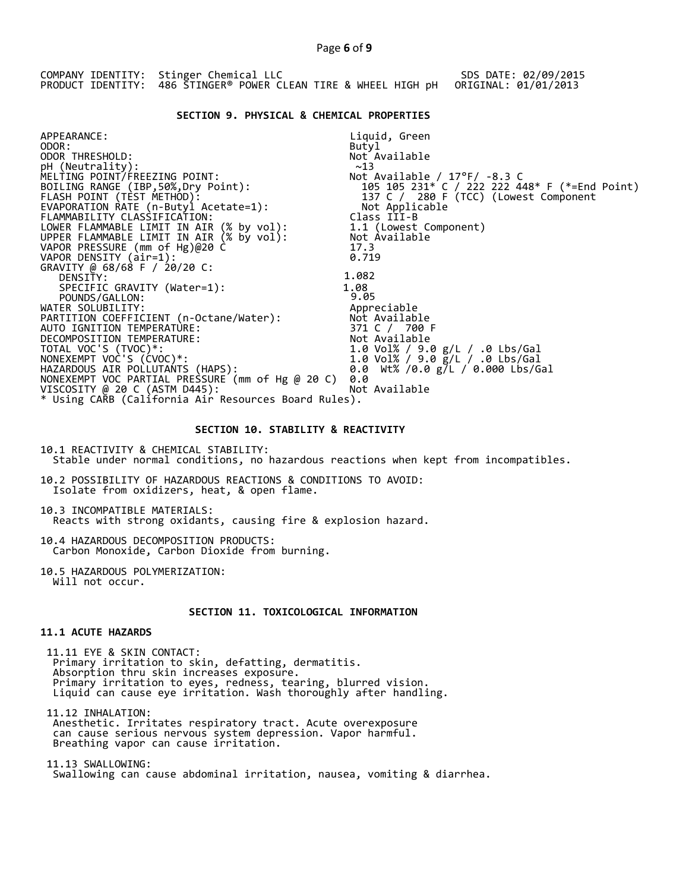COMPANY IDENTITY: Stinger Chemical LLC — SDS DATE: 02/09/2015

PRODUCT IDENTITY: 486 STINGER® POWER CLEAN TIRE & WHEEL HIGH pH — ORIGINAL: 01/01/2013

## SECTION 9. PHYSICAL & CHEMICAL PROPERTIES

| Property | Value |
|---|---|
| APPEARANCE: | Liquid, Green |
| ODOR: | Butyl |
| ODOR THRESHOLD: | Not Available |
| pH (Neutrality): | ~13 |
| MELTING POINT/FREEZING POINT: | Not Available / 17°F/ -8.3 C |
| BOILING RANGE (IBP,50%,Dry Point): | 105 105 231* C / 222 222 448* F (*=End Point) |
| FLASH POINT (TEST METHOD): | 137 C / 280 F (TCC) (Lowest Component |
| EVAPORATION RATE (n-Butyl Acetate=1): | Not Applicable |
| FLAMMABILITY CLASSIFICATION: | Class III-B |
| LOWER FLAMMABLE LIMIT IN AIR (% by vol): | 1.1 (Lowest Component) |
| UPPER FLAMMABLE LIMIT IN AIR (% by vol): | Not Available |
| VAPOR PRESSURE (mm of Hg)@20 C | 17.3 |
| VAPOR DENSITY (air=1): | 0.719 |
| GRAVITY @ 68/68 F / 20/20 C: | |
| DENSITY: | 1.082 |
| SPECIFIC GRAVITY (Water=1): | 1.08 |
| POUNDS/GALLON: | 9.05 |
| WATER SOLUBILITY: | Appreciable |
| PARTITION COEFFICIENT (n-Octane/Water): | Not Available |
| AUTO IGNITION TEMPERATURE: | 371 C / 700 F |
| DECOMPOSITION TEMPERATURE: | Not Available |
| TOTAL VOC'S (TVOC)*: | 1.0 Vol% / 9.0 g/L / .0 Lbs/Gal |
| NONEXEMPT VOC'S (CVOC)*: | 1.0 Vol% / 9.0 g/L / .0 Lbs/Gal |
| HAZARDOUS AIR POLLUTANTS (HAPS): | 0.0 Wt% /0.0 g/L / 0.000 Lbs/Gal |
| NONEXEMPT VOC PARTIAL PRESSURE (mm of Hg @ 20 C) | 0.0 |
| VISCOSITY @ 20 C (ASTM D445): | Not Available |

* Using CARB (California Air Resources Board Rules).

## SECTION 10. STABILITY & REACTIVITY

10.1 REACTIVITY & CHEMICAL STABILITY:
Stable under normal conditions, no hazardous reactions when kept from incompatibles.

10.2 POSSIBILITY OF HAZARDOUS REACTIONS & CONDITIONS TO AVOID:
Isolate from oxidizers, heat, & open flame.

10.3 INCOMPATIBLE MATERIALS:
Reacts with strong oxidants, causing fire & explosion hazard.

10.4 HAZARDOUS DECOMPOSITION PRODUCTS:
Carbon Monoxide, Carbon Dioxide from burning.

10.5 HAZARDOUS POLYMERIZATION:
Will not occur.

## SECTION 11. TOXICOLOGICAL INFORMATION

### 11.1 ACUTE HAZARDS

11.11 EYE & SKIN CONTACT:
Primary irritation to skin, defatting, dermatitis.
Absorption thru skin increases exposure.
Primary irritation to eyes, redness, tearing, blurred vision.
Liquid can cause eye irritation. Wash thoroughly after handling.

11.12 INHALATION:
Anesthetic. Irritates respiratory tract. Acute overexposure can cause serious nervous system depression. Vapor harmful.
Breathing vapor can cause irritation.

11.13 SWALLOWING:
Swallowing can cause abdominal irritation, nausea, vomiting & diarrhea.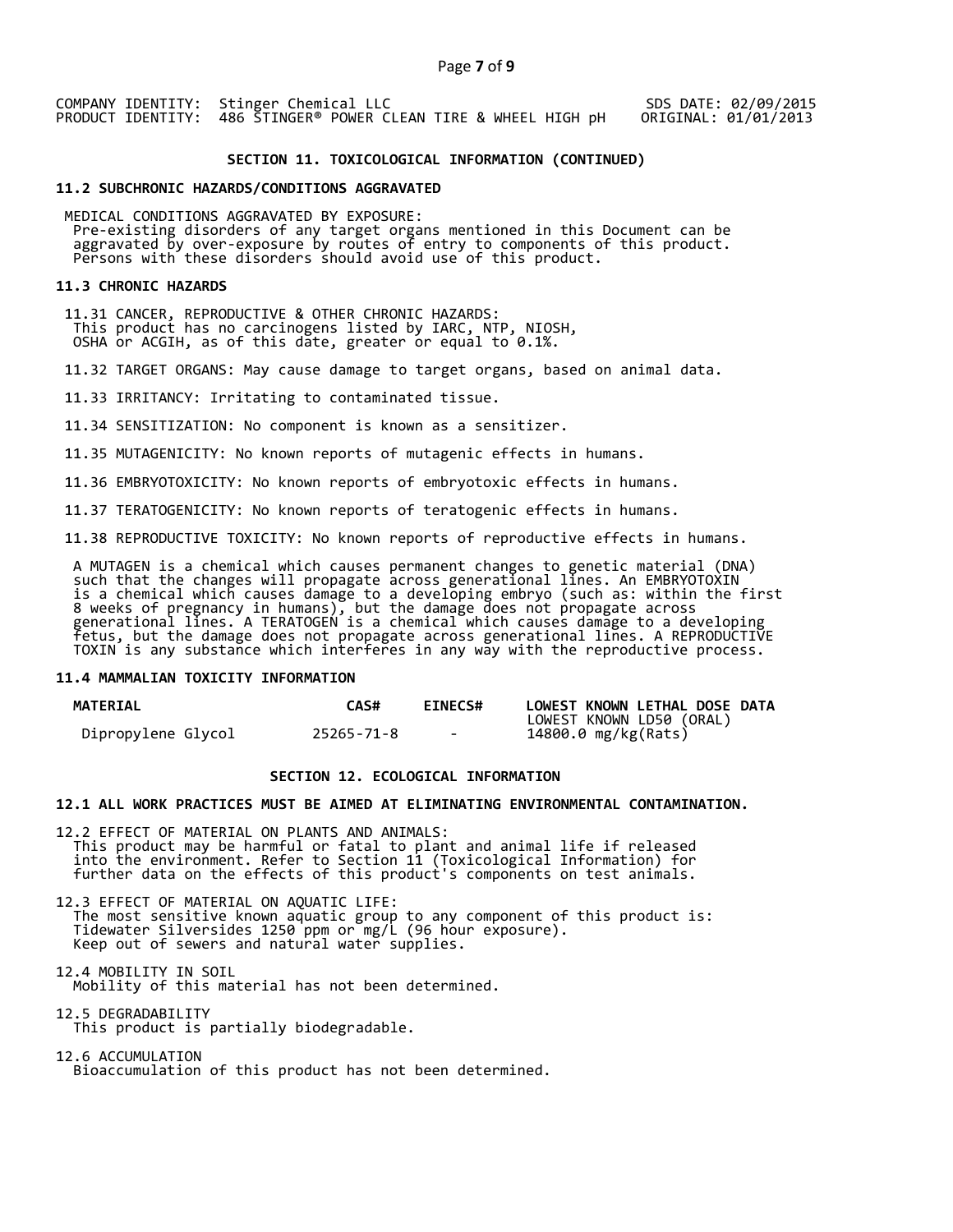COMPANY IDENTITY: Stinger Chemical LLC SDS DATE: 02/09/2015
PRODUCT IDENTITY: 486 STINGER® POWER CLEAN TIRE & WHEEL HIGH pH ORIGINAL: 01/01/2013

## SECTION 11. TOXICOLOGICAL INFORMATION (CONTINUED)

### 11.2 SUBCHRONIC HAZARDS/CONDITIONS AGGRAVATED

MEDICAL CONDITIONS AGGRAVATED BY EXPOSURE:
Pre-existing disorders of any target organs mentioned in this Document can be aggravated by over-exposure by routes of entry to components of this product. Persons with these disorders should avoid use of this product.

### 11.3 CHRONIC HAZARDS

11.31 CANCER, REPRODUCTIVE & OTHER CHRONIC HAZARDS:
This product has no carcinogens listed by IARC, NTP, NIOSH, OSHA or ACGIH, as of this date, greater or equal to 0.1%.

11.32 TARGET ORGANS: May cause damage to target organs, based on animal data.

11.33 IRRITANCY: Irritating to contaminated tissue.

11.34 SENSITIZATION: No component is known as a sensitizer.

11.35 MUTAGENICITY: No known reports of mutagenic effects in humans.

11.36 EMBRYOTOXICITY: No known reports of embryotoxic effects in humans.

11.37 TERATOGENICITY: No known reports of teratogenic effects in humans.

11.38 REPRODUCTIVE TOXICITY: No known reports of reproductive effects in humans.

A MUTAGEN is a chemical which causes permanent changes to genetic material (DNA) such that the changes will propagate across generational lines. An EMBRYOTOXIN is a chemical which causes damage to a developing embryo (such as: within the first 8 weeks of pregnancy in humans), but the damage does not propagate across generational lines. A TERATOGEN is a chemical which causes damage to a developing fetus, but the damage does not propagate across generational lines. A REPRODUCTIVE TOXIN is any substance which interferes in any way with the reproductive process.

### 11.4 MAMMALIAN TOXICITY INFORMATION

| MATERIAL | CAS# | EINECS# | LOWEST KNOWN LETHAL DOSE DATA LOWEST KNOWN LD50 (ORAL) |
|---|---|---|---|
| Dipropylene Glycol | 25265-71-8 | - | 14800.0 mg/kg(Rats) |

## SECTION 12. ECOLOGICAL INFORMATION

### 12.1 ALL WORK PRACTICES MUST BE AIMED AT ELIMINATING ENVIRONMENTAL CONTAMINATION.

12.2 EFFECT OF MATERIAL ON PLANTS AND ANIMALS:
This product may be harmful or fatal to plant and animal life if released into the environment. Refer to Section 11 (Toxicological Information) for further data on the effects of this product's components on test animals.

12.3 EFFECT OF MATERIAL ON AQUATIC LIFE:
The most sensitive known aquatic group to any component of this product is: Tidewater Silversides 1250 ppm or mg/L (96 hour exposure).
Keep out of sewers and natural water supplies.

12.4 MOBILITY IN SOIL
Mobility of this material has not been determined.

12.5 DEGRADABILITY
This product is partially biodegradable.

12.6 ACCUMULATION
Bioaccumulation of this product has not been determined.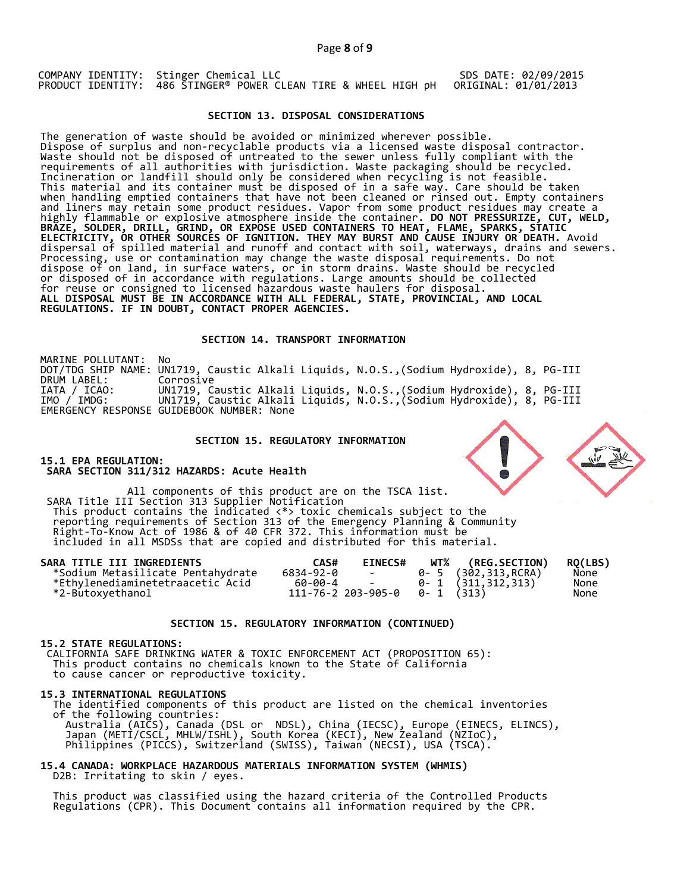COMPANY IDENTITY: Stinger Chemical LLC SDS DATE: 02/09/2015
PRODUCT IDENTITY: 486 STINGER® POWER CLEAN TIRE & WHEEL HIGH pH ORIGINAL: 01/01/2013

## SECTION 13. DISPOSAL CONSIDERATIONS

The generation of waste should be avoided or minimized wherever possible. Dispose of surplus and non-recyclable products via a licensed waste disposal contractor. Waste should not be disposed of untreated to the sewer unless fully compliant with the requirements of all authorities with jurisdiction. Waste packaging should be recycled. Incineration or landfill should only be considered when recycling is not feasible. This material and its container must be disposed of in a safe way. Care should be taken when handling emptied containers that have not been cleaned or rinsed out. Empty containers and liners may retain some product residues. Vapor from some product residues may create a highly flammable or explosive atmosphere inside the container. **DO NOT PRESSURIZE, CUT, WELD, BRAZE, SOLDER, DRILL, GRIND, OR EXPOSE USED CONTAINERS TO HEAT, FLAME, SPARKS, STATIC ELECTRICITY, OR OTHER SOURCES OF IGNITION. THEY MAY BURST AND CAUSE INJURY OR DEATH.** Avoid dispersal of spilled material and runoff and contact with soil, waterways, drains and sewers. Processing, use or contamination may change the waste disposal requirements. Do not dispose of on land, in surface waters, or in storm drains. Waste should be recycled or disposed of in accordance with regulations. Large amounts should be collected for reuse or consigned to licensed hazardous waste haulers for disposal.
**ALL DISPOSAL MUST BE IN ACCORDANCE WITH ALL FEDERAL, STATE, PROVINCIAL, AND LOCAL REGULATIONS. IF IN DOUBT, CONTACT PROPER AGENCIES.**

## SECTION 14. TRANSPORT INFORMATION

MARINE POLLUTANT: No
DOT/TDG SHIP NAME: UN1719, Caustic Alkali Liquids, N.O.S.,(Sodium Hydroxide), 8, PG-III
DRUM LABEL: Corrosive
IATA / ICAO: UN1719, Caustic Alkali Liquids, N.O.S.,(Sodium Hydroxide), 8, PG-III
IMO / IMDG: UN1719, Caustic Alkali Liquids, N.O.S.,(Sodium Hydroxide), 8, PG-III
EMERGENCY RESPONSE GUIDEBOOK NUMBER: None

## SECTION 15. REGULATORY INFORMATION

**15.1 EPA REGULATION:**
**SARA SECTION 311/312 HAZARDS: Acute Health**

All components of this product are on the TSCA list.
SARA Title III Section 313 Supplier Notification
This product contains the indicated <*> toxic chemicals subject to the reporting requirements of Section 313 of the Emergency Planning & Community Right-To-Know Act of 1986 & of 40 CFR 372. This information must be included in all MSDSs that are copied and distributed for this material.

| SARA TITLE III INGREDIENTS | CAS# | EINECS# | WT% | (REG.SECTION) | RQ(LBS) |
|---|---|---|---|---|---|
| *Sodium Metasilicate Pentahydrate | 6834-92-0 | - | 0- 5 | (302,313,RCRA) | None |
| *Ethylenediaminetetraacetic Acid | 60-00-4 | - | 0- 1 | (311,312,313) | None |
| *2-Butoxyethanol | 111-76-2 | 203-905-0 | 0- 1 | (313) | None |

## SECTION 15. REGULATORY INFORMATION (CONTINUED)

**15.2 STATE REGULATIONS:**
CALIFORNIA SAFE DRINKING WATER & TOXIC ENFORCEMENT ACT (PROPOSITION 65):
This product contains no chemicals known to the State of California to cause cancer or reproductive toxicity.

**15.3 INTERNATIONAL REGULATIONS**
The identified components of this product are listed on the chemical inventories of the following countries:
Australia (AICS), Canada (DSL or NDSL), China (IECSC), Europe (EINECS, ELINCS), Japan (METI/CSCL, MHLW/ISHL), South Korea (KECI), New Zealand (NZIoC), Philippines (PICCS), Switzerland (SWISS), Taiwan (NECSI), USA (TSCA).

**15.4 CANADA: WORKPLACE HAZARDOUS MATERIALS INFORMATION SYSTEM (WHMIS)**
D2B: Irritating to skin / eyes.

This product was classified using the hazard criteria of the Controlled Products Regulations (CPR). This Document contains all information required by the CPR.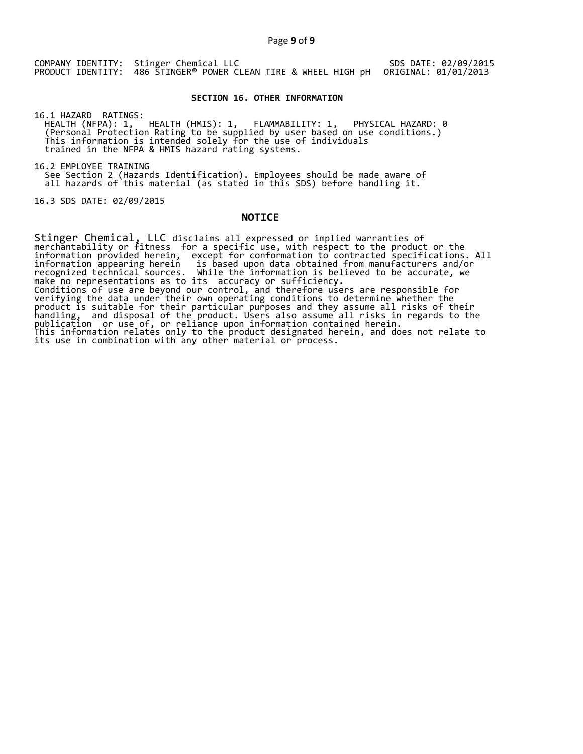COMPANY IDENTITY: Stinger Chemical LLC SDS DATE: 02/09/2015
PRODUCT IDENTITY: 486 STINGER® POWER CLEAN TIRE & WHEEL HIGH pH ORIGINAL: 01/01/2013

## SECTION 16. OTHER INFORMATION

16.1 HAZARD RATINGS:
HEALTH (NFPA): 1, HEALTH (HMIS): 1, FLAMMABILITY: 1, PHYSICAL HAZARD: 0
(Personal Protection Rating to be supplied by user based on use conditions.)
This information is intended solely for the use of individuals trained in the NFPA & HMIS hazard rating systems.

16.2 EMPLOYEE TRAINING
See Section 2 (Hazards Identification). Employees should be made aware of all hazards of this material (as stated in this SDS) before handling it.

16.3 SDS DATE: 02/09/2015

## NOTICE

Stinger Chemical, LLC disclaims all expressed or implied warranties of merchantability or fitness for a specific use, with respect to the product or the information provided herein, except for conformation to contracted specifications. All information appearing herein is based upon data obtained from manufacturers and/or recognized technical sources. While the information is believed to be accurate, we make no representations as to its accuracy or sufficiency.
Conditions of use are beyond our control, and therefore users are responsible for verifying the data under their own operating conditions to determine whether the product is suitable for their particular purposes and they assume all risks of their handling, and disposal of the product. Users also assume all risks in regards to the publication or use of, or reliance upon information contained herein.
This information relates only to the product designated herein, and does not relate to its use in combination with any other material or process.